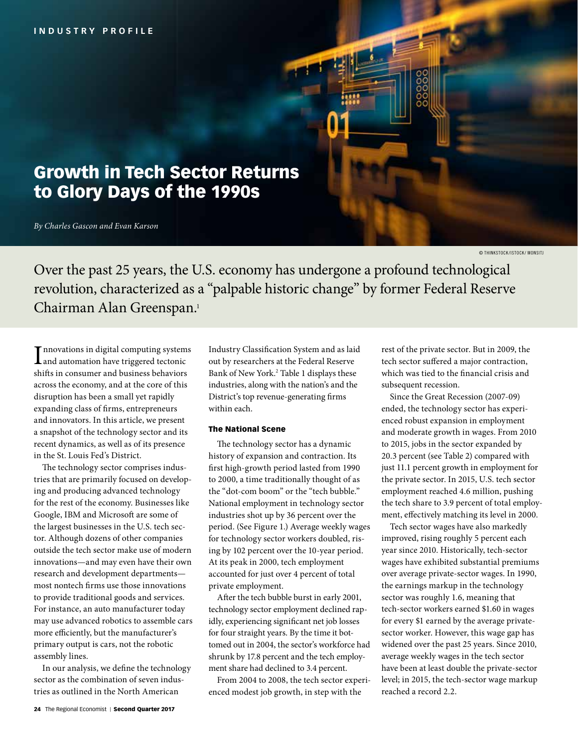INDUSTRY PROFILE

# Growth in Tech Sector Returns to Glory Days of the 1990s

*By Charles Gascon and Evan Karson*

© THINKSTOCK/ISTOCK/ MONSITJ

Over the past 25 years, the U.S. economy has undergone a profound technological revolution, characterized as a "palpable historic change" by former Federal Reserve Chairman Alan Greenspan.[1]

Innovations in digital computing systems and automation have triggered tectonic shifts in consumer and business behaviors across the economy, and at the core of this disruption has been a small yet rapidly expanding class of firms, entrepreneurs and innovators. In this article, we present a snapshot of the technology sector and its recent dynamics, as well as of its presence in the St. Louis Fed's District.

The technology sector comprises industries that are primarily focused on developing and producing advanced technology for the rest of the economy. Businesses like Google, IBM and Microsoft are some of the largest businesses in the U.S. tech sector. Although dozens of other companies outside the tech sector make use of modern innovations—and may even have their own research and development departments—most nontech firms use those innovations to provide traditional goods and services. For instance, an auto manufacturer today may use advanced robotics to assemble cars more efficiently, but the manufacturer's primary output is cars, not the robotic assembly lines.

In our analysis, we define the technology sector as the combination of seven industries as outlined in the North American Industry Classification System and as laid out by researchers at the Federal Reserve Bank of New York.[2] Table 1 displays these industries, along with the nation's and the District's top revenue-generating firms within each.

## The National Scene

The technology sector has a dynamic history of expansion and contraction. Its first high-growth period lasted from 1990 to 2000, a time traditionally thought of as the "dot-com boom" or the "tech bubble." National employment in technology sector industries shot up by 36 percent over the period. (See Figure 1.) Average weekly wages for technology sector workers doubled, rising by 102 percent over the 10-year period. At its peak in 2000, tech employment accounted for just over 4 percent of total private employment.

After the tech bubble burst in early 2001, technology sector employment declined rapidly, experiencing significant net job losses for four straight years. By the time it bottomed out in 2004, the sector's workforce had shrunk by 17.8 percent and the tech employment share had declined to 3.4 percent.

From 2004 to 2008, the tech sector experienced modest job growth, in step with the rest of the private sector. But in 2009, the tech sector suffered a major contraction, which was tied to the financial crisis and subsequent recession.

Since the Great Recession (2007-09) ended, the technology sector has experienced robust expansion in employment and moderate growth in wages. From 2010 to 2015, jobs in the sector expanded by 20.3 percent (see Table 2) compared with just 11.1 percent growth in employment for the private sector. In 2015, U.S. tech sector employment reached 4.6 million, pushing the tech share to 3.9 percent of total employment, effectively matching its level in 2000.

Tech sector wages have also markedly improved, rising roughly 5 percent each year since 2010. Historically, tech-sector wages have exhibited substantial premiums over average private-sector wages. In 1990, the earnings markup in the technology sector was roughly 1.6, meaning that tech-sector workers earned $1.60 in wages for every $1 earned by the average private-sector worker. However, this wage gap has widened over the past 25 years. Since 2010, average weekly wages in the tech sector have been at least double the private-sector level; in 2015, the tech-sector wage markup reached a record 2.2.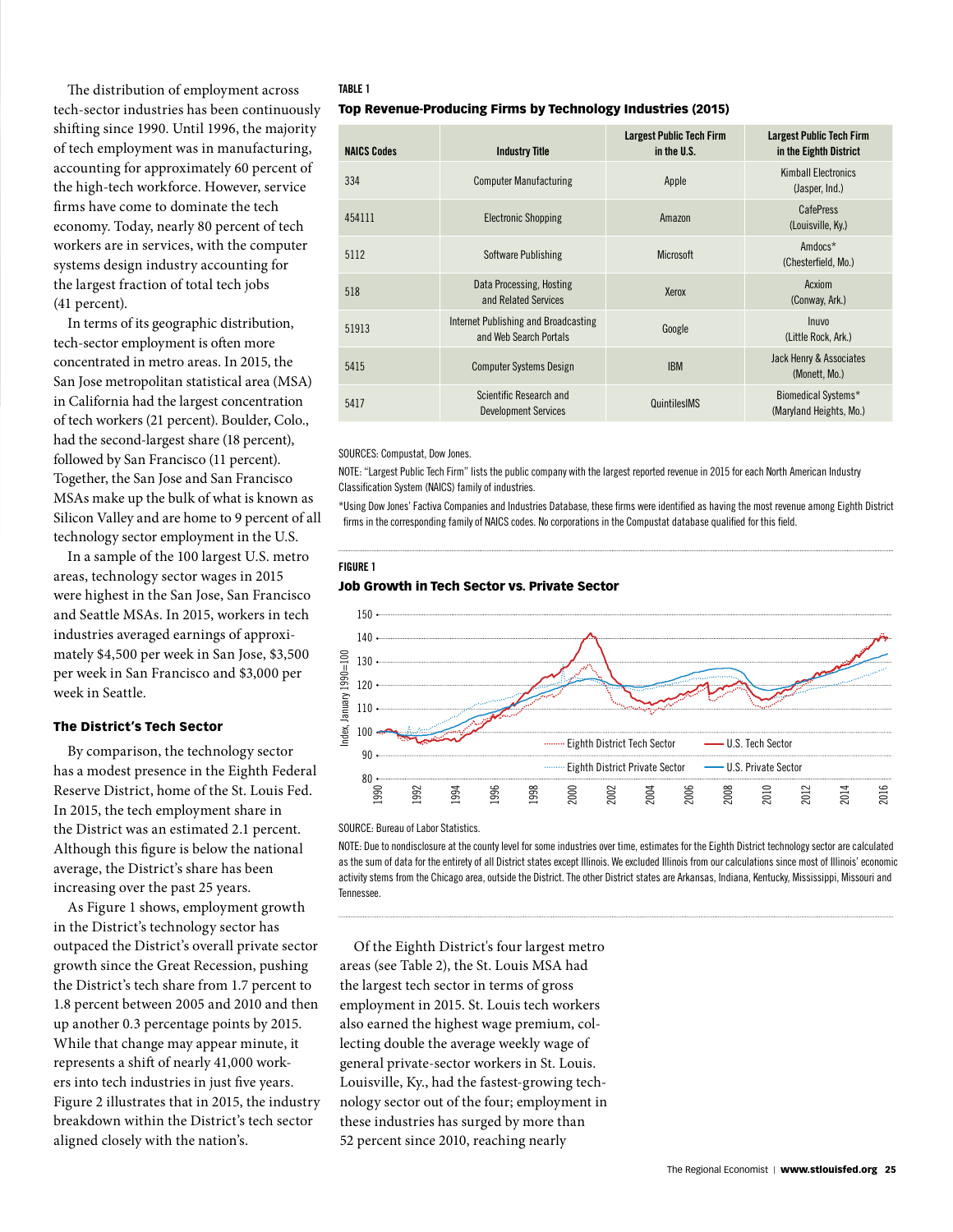The distribution of employment across tech-sector industries has been continuously shifting since 1990. Until 1996, the majority of tech employment was in manufacturing, accounting for approximately 60 percent of the high-tech workforce. However, service firms have come to dominate the tech economy. Today, nearly 80 percent of tech workers are in services, with the computer systems design industry accounting for the largest fraction of total tech jobs (41 percent).

In terms of its geographic distribution, tech-sector employment is often more concentrated in metro areas. In 2015, the San Jose metropolitan statistical area (MSA) in California had the largest concentration of tech workers (21 percent). Boulder, Colo., had the second-largest share (18 percent), followed by San Francisco (11 percent). Together, the San Jose and San Francisco MSAs make up the bulk of what is known as Silicon Valley and are home to 9 percent of all technology sector employment in the U.S.

In a sample of the 100 largest U.S. metro areas, technology sector wages in 2015 were highest in the San Jose, San Francisco and Seattle MSAs. In 2015, workers in tech industries averaged earnings of approximately $4,500 per week in San Jose, $3,500 per week in San Francisco and $3,000 per week in Seattle.

### The District's Tech Sector

By comparison, the technology sector has a modest presence in the Eighth Federal Reserve District, home of the St. Louis Fed. In 2015, the tech employment share in the District was an estimated 2.1 percent. Although this figure is below the national average, the District's share has been increasing over the past 25 years.

As Figure 1 shows, employment growth in the District's technology sector has outpaced the District's overall private sector growth since the Great Recession, pushing the District's tech share from 1.7 percent to 1.8 percent between 2005 and 2010 and then up another 0.3 percentage points by 2015. While that change may appear minute, it represents a shift of nearly 41,000 workers into tech industries in just five years. Figure 2 illustrates that in 2015, the industry breakdown within the District's tech sector aligned closely with the nation's.

**TABLE 1**

**Top Revenue-Producing Firms by Technology Industries (2015)**

| NAICS Codes | Industry Title | Largest Public Tech Firm in the U.S. | Largest Public Tech Firm in the Eighth District |
|---|---|---|---|
| 334 | Computer Manufacturing | Apple | Kimball Electronics (Jasper, Ind.) |
| 454111 | Electronic Shopping | Amazon | CafePress (Louisville, Ky.) |
| 5112 | Software Publishing | Microsoft | Amdocs* (Chesterfield, Mo.) |
| 518 | Data Processing, Hosting and Related Services | Xerox | Acxiom (Conway, Ark.) |
| 51913 | Internet Publishing and Broadcasting and Web Search Portals | Google | Inuvo (Little Rock, Ark.) |
| 5415 | Computer Systems Design | IBM | Jack Henry & Associates (Monett, Mo.) |
| 5417 | Scientific Research and Development Services | QuintilesIMS | Biomedical Systems* (Maryland Heights, Mo.) |

SOURCES: Compustat, Dow Jones.

NOTE: "Largest Public Tech Firm" lists the public company with the largest reported revenue in 2015 for each North American Industry Classification System (NAICS) family of industries.

*Using Dow Jones' Factiva Companies and Industries Database, these firms were identified as having the most revenue among Eighth District firms in the corresponding family of NAICS codes. No corporations in the Compustat database qualified for this field.

**FIGURE 1**

**Job Growth in Tech Sector vs. Private Sector**

SOURCE: Bureau of Labor Statistics.

NOTE: Due to nondisclosure at the county level for some industries over time, estimates for the Eighth District technology sector are calculated as the sum of data for the entirety of all District states except Illinois. We excluded Illinois from our calculations since most of Illinois' economic activity stems from the Chicago area, outside the District. The other District states are Arkansas, Indiana, Kentucky, Mississippi, Missouri and Tennessee.

Of the Eighth District's four largest metro areas (see Table 2), the St. Louis MSA had the largest tech sector in terms of gross employment in 2015. St. Louis tech workers also earned the highest wage premium, collecting double the average weekly wage of general private-sector workers in St. Louis. Louisville, Ky., had the fastest-growing technology sector out of the four; employment in these industries has surged by more than 52 percent since 2010, reaching nearly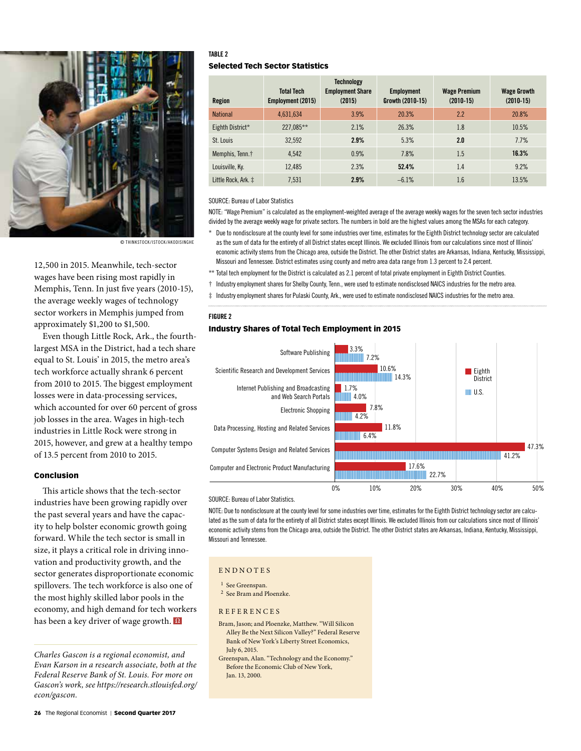© THINKSTOCK/ISTOCK/AKODISINGHE

12,500 in 2015. Meanwhile, tech-sector wages have been rising most rapidly in Memphis, Tenn. In just five years (2010-15), the average weekly wages of technology sector workers in Memphis jumped from approximately $1,200 to $1,500.

Even though Little Rock, Ark., the fourth-largest MSA in the District, had a tech share equal to St. Louis' in 2015, the metro area's tech workforce actually shrank 6 percent from 2010 to 2015. The biggest employment losses were in data-processing services, which accounted for over 60 percent of gross job losses in the area. Wages in high-tech industries in Little Rock were strong in 2015, however, and grew at a healthy tempo of 13.5 percent from 2010 to 2015.

### Conclusion

This article shows that the tech-sector industries have been growing rapidly over the past several years and have the capacity to help bolster economic growth going forward. While the tech sector is small in size, it plays a critical role in driving innovation and productivity growth, and the sector generates disproportionate economic spillovers. The tech workforce is also one of the most highly skilled labor pools in the economy, and high demand for tech workers has been a key driver of wage growth. Ω

*Charles Gascon is a regional economist, and Evan Karson in a research associate, both at the Federal Reserve Bank of St. Louis. For more on Gascon's work, see https://research.stlouisfed.org/econ/gascon.*

TABLE 2

**Selected Tech Sector Statistics**

| Region | Total Tech Employment (2015) | Technology Employment Share (2015) | Employment Growth (2010-15) | Wage Premium (2010-15) | Wage Growth (2010-15) |
|---|---|---|---|---|---|
| National | 4,631,634 | 3.9% | 20.3% | 2.2 | 20.8% |
| Eighth District* | 227,085** | 2.1% | 26.3% | 1.8 | 10.5% |
| St. Louis | 32,592 | **2.9%** | 5.3% | **2.0** | 7.7% |
| Memphis, Tenn.† | 4,542 | 0.9% | 7.8% | 1.5 | **16.3%** |
| Louisville, Ky. | 12,485 | 2.3% | **52.4%** | 1.4 | 9.2% |
| Little Rock, Ark. ‡ | 7,531 | **2.9%** | –6.1% | 1.6 | 13.5% |

SOURCE: Bureau of Labor Statistics

NOTE: "Wage Premium" is calculated as the employment-weighted average of the average weekly wages for the seven tech sector industries divided by the average weekly wage for private sectors. The numbers in bold are the highest values among the MSAs for each category.

\* Due to nondisclosure at the county level for some industries over time, estimates for the Eighth District technology sector are calculated as the sum of data for the entirety of all District states except Illinois. We excluded Illinois from our calculations since most of Illinois' economic activity stems from the Chicago area, outside the District. The other District states are Arkansas, Indiana, Kentucky, Mississippi, Missouri and Tennessee. District estimates using county and metro area data range from 1.3 percent to 2.4 percent.

\*\* Total tech employment for the District is calculated as 2.1 percent of total private employment in Eighth District Counties.

† Industry employment shares for Shelby County, Tenn., were used to estimate nondisclosed NAICS industries for the metro area.

‡ Industry employment shares for Pulaski County, Ark., were used to estimate nondisclosed NAICS industries for the metro area.

FIGURE 2

**Industry Shares of Total Tech Employment in 2015**

Software Publishing: 3.3%, 7.2%
Scientific Research and Development Services: 10.6%, 14.3%
Internet Publishing and Broadcasting and Web Search Portals: 1.7%, 4.0%
Electronic Shopping: 7.8%, 4.2%
Data Processing, Hosting and Related Services: 11.8%, 6.4%
Computer Systems Design and Related Services: 47.3%, 41.2%
Computer and Electronic Product Manufacturing: 17.6%, 22.7%

Eighth District
U.S.

0% 10% 20% 30% 40% 50%

SOURCE: Bureau of Labor Statistics.

NOTE: Due to nondisclosure at the county level for some industries over time, estimates for the Eighth District technology sector are calculated as the sum of data for the entirety of all District states except Illinois. We excluded Illinois from our calculations since most of Illinois' economic activity stems from the Chicago area, outside the District. The other District states are Arkansas, Indiana, Kentucky, Mississippi, Missouri and Tennessee.

### ENDNOTES

[1] See Greenspan.
[2] See Bram and Ploenzke.

### REFERENCES

Bram, Jason; and Ploenzke, Matthew. "Will Silicon Alley Be the Next Silicon Valley?" Federal Reserve Bank of New York's Liberty Street Economics, July 6, 2015.

Greenspan, Alan. "Technology and the Economy." Before the Economic Club of New York, Jan. 13, 2000.